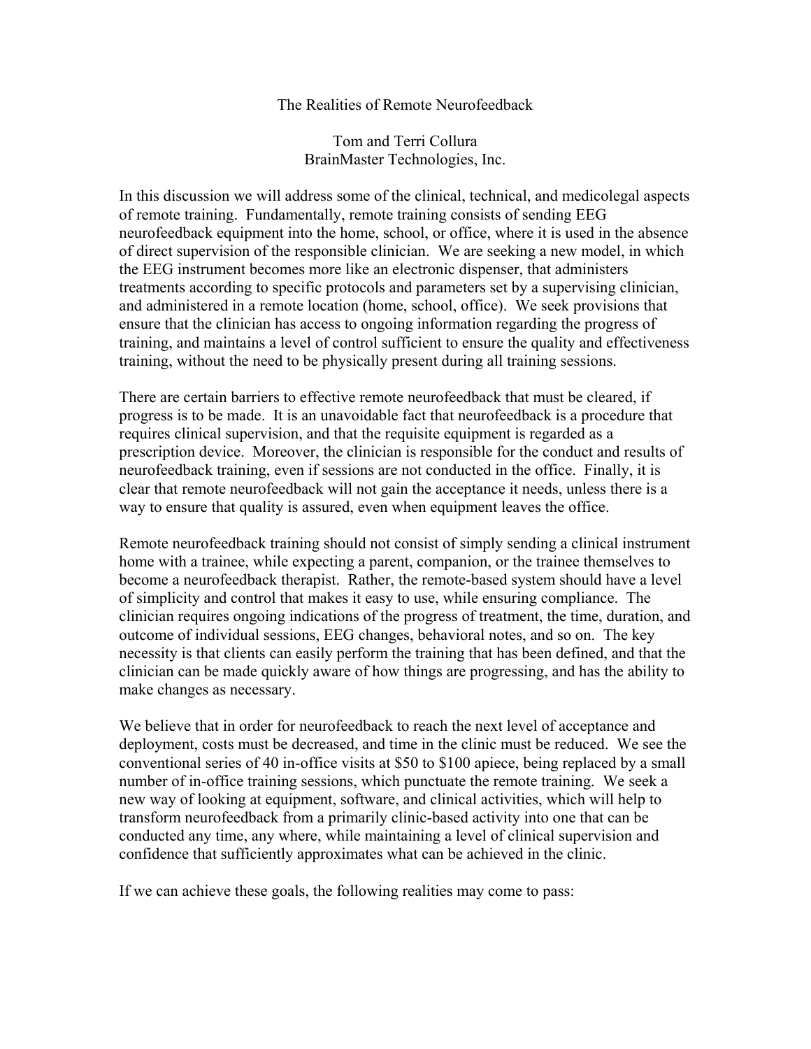# The Realities of Remote Neurofeedback

Tom and Terri Collura
BrainMaster Technologies, Inc.

In this discussion we will address some of the clinical, technical, and medicolegal aspects of remote training. Fundamentally, remote training consists of sending EEG neurofeedback equipment into the home, school, or office, where it is used in the absence of direct supervision of the responsible clinician. We are seeking a new model, in which the EEG instrument becomes more like an electronic dispenser, that administers treatments according to specific protocols and parameters set by a supervising clinician, and administered in a remote location (home, school, office). We seek provisions that ensure that the clinician has access to ongoing information regarding the progress of training, and maintains a level of control sufficient to ensure the quality and effectiveness training, without the need to be physically present during all training sessions.

There are certain barriers to effective remote neurofeedback that must be cleared, if progress is to be made. It is an unavoidable fact that neurofeedback is a procedure that requires clinical supervision, and that the requisite equipment is regarded as a prescription device. Moreover, the clinician is responsible for the conduct and results of neurofeedback training, even if sessions are not conducted in the office. Finally, it is clear that remote neurofeedback will not gain the acceptance it needs, unless there is a way to ensure that quality is assured, even when equipment leaves the office.

Remote neurofeedback training should not consist of simply sending a clinical instrument home with a trainee, while expecting a parent, companion, or the trainee themselves to become a neurofeedback therapist. Rather, the remote-based system should have a level of simplicity and control that makes it easy to use, while ensuring compliance. The clinician requires ongoing indications of the progress of treatment, the time, duration, and outcome of individual sessions, EEG changes, behavioral notes, and so on. The key necessity is that clients can easily perform the training that has been defined, and that the clinician can be made quickly aware of how things are progressing, and has the ability to make changes as necessary.

We believe that in order for neurofeedback to reach the next level of acceptance and deployment, costs must be decreased, and time in the clinic must be reduced. We see the conventional series of 40 in-office visits at $50 to $100 apiece, being replaced by a small number of in-office training sessions, which punctuate the remote training. We seek a new way of looking at equipment, software, and clinical activities, which will help to transform neurofeedback from a primarily clinic-based activity into one that can be conducted any time, any where, while maintaining a level of clinical supervision and confidence that sufficiently approximates what can be achieved in the clinic.

If we can achieve these goals, the following realities may come to pass: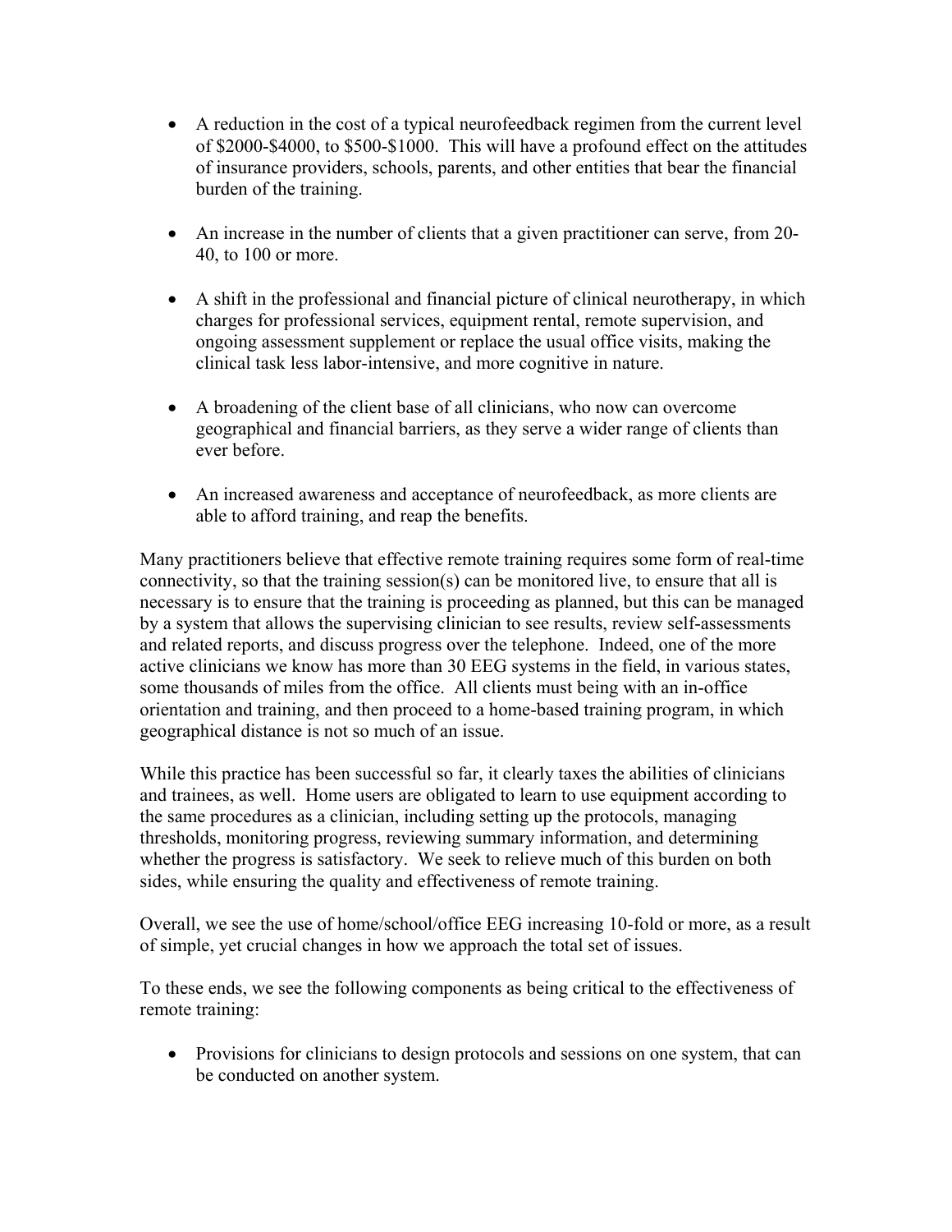- A reduction in the cost of a typical neurofeedback regimen from the current level of $2000-$4000, to $500-$1000. This will have a profound effect on the attitudes of insurance providers, schools, parents, and other entities that bear the financial burden of the training.

- An increase in the number of clients that a given practitioner can serve, from 20-40, to 100 or more.

- A shift in the professional and financial picture of clinical neurotherapy, in which charges for professional services, equipment rental, remote supervision, and ongoing assessment supplement or replace the usual office visits, making the clinical task less labor-intensive, and more cognitive in nature.

- A broadening of the client base of all clinicians, who now can overcome geographical and financial barriers, as they serve a wider range of clients than ever before.

- An increased awareness and acceptance of neurofeedback, as more clients are able to afford training, and reap the benefits.

Many practitioners believe that effective remote training requires some form of real-time connectivity, so that the training session(s) can be monitored live, to ensure that all is necessary is to ensure that the training is proceeding as planned, but this can be managed by a system that allows the supervising clinician to see results, review self-assessments and related reports, and discuss progress over the telephone. Indeed, one of the more active clinicians we know has more than 30 EEG systems in the field, in various states, some thousands of miles from the office. All clients must being with an in-office orientation and training, and then proceed to a home-based training program, in which geographical distance is not so much of an issue.

While this practice has been successful so far, it clearly taxes the abilities of clinicians and trainees, as well. Home users are obligated to learn to use equipment according to the same procedures as a clinician, including setting up the protocols, managing thresholds, monitoring progress, reviewing summary information, and determining whether the progress is satisfactory. We seek to relieve much of this burden on both sides, while ensuring the quality and effectiveness of remote training.

Overall, we see the use of home/school/office EEG increasing 10-fold or more, as a result of simple, yet crucial changes in how we approach the total set of issues.

To these ends, we see the following components as being critical to the effectiveness of remote training:

- Provisions for clinicians to design protocols and sessions on one system, that can be conducted on another system.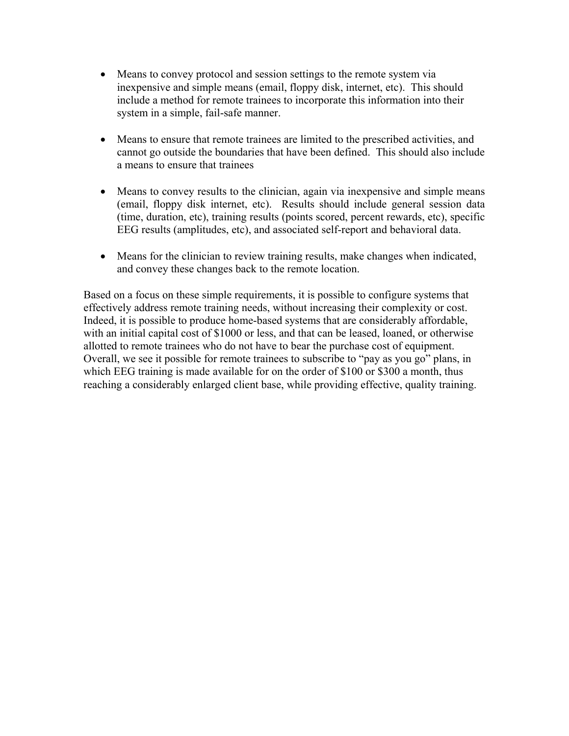- Means to convey protocol and session settings to the remote system via inexpensive and simple means (email, floppy disk, internet, etc). This should include a method for remote trainees to incorporate this information into their system in a simple, fail-safe manner.

- Means to ensure that remote trainees are limited to the prescribed activities, and cannot go outside the boundaries that have been defined. This should also include a means to ensure that trainees

- Means to convey results to the clinician, again via inexpensive and simple means (email, floppy disk internet, etc). Results should include general session data (time, duration, etc), training results (points scored, percent rewards, etc), specific EEG results (amplitudes, etc), and associated self-report and behavioral data.

- Means for the clinician to review training results, make changes when indicated, and convey these changes back to the remote location.

Based on a focus on these simple requirements, it is possible to configure systems that effectively address remote training needs, without increasing their complexity or cost. Indeed, it is possible to produce home-based systems that are considerably affordable, with an initial capital cost of $1000 or less, and that can be leased, loaned, or otherwise allotted to remote trainees who do not have to bear the purchase cost of equipment. Overall, we see it possible for remote trainees to subscribe to "pay as you go" plans, in which EEG training is made available for on the order of $100 or $300 a month, thus reaching a considerably enlarged client base, while providing effective, quality training.